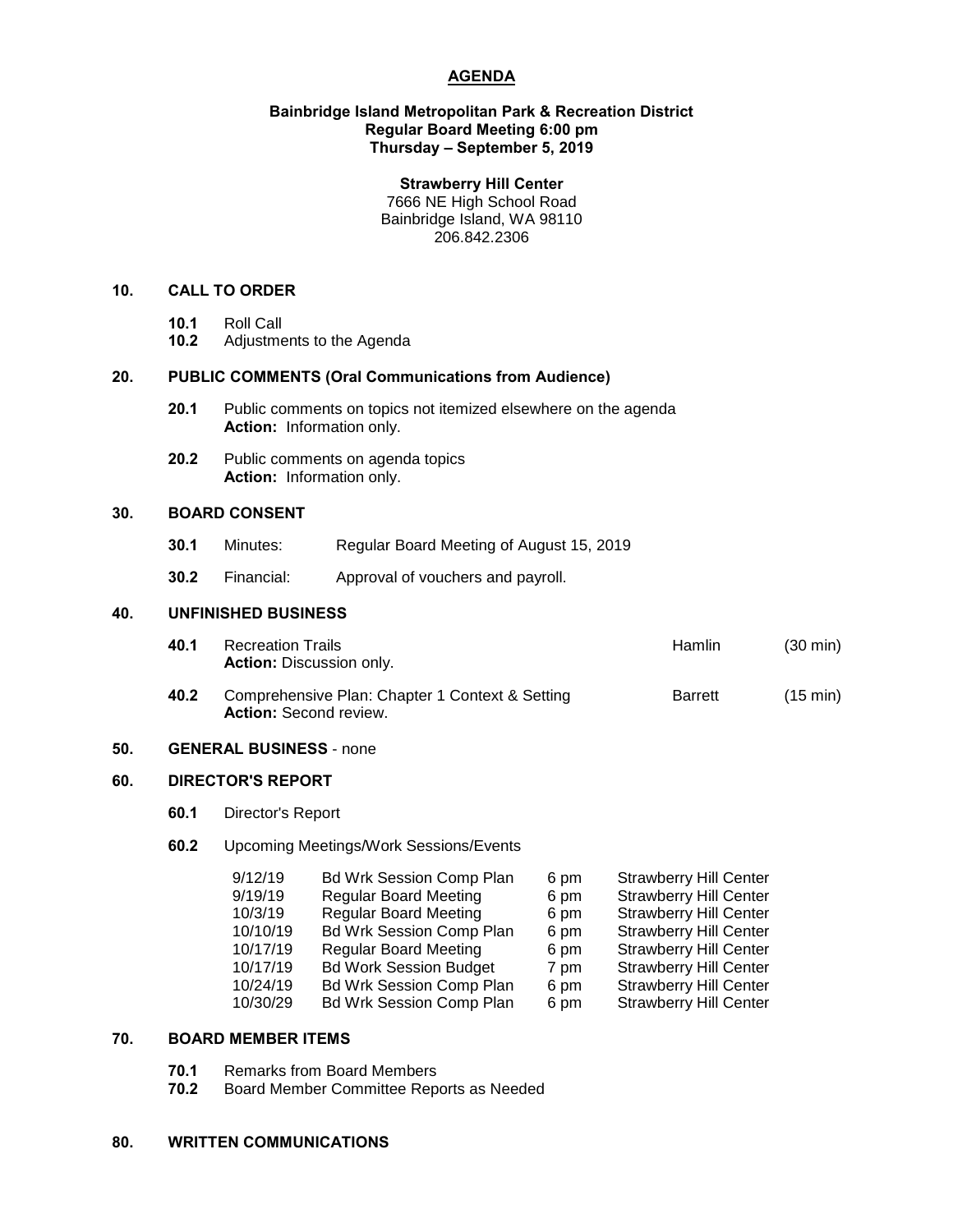# AGENDA

**Bainbridge Island Metropolitan Park & Recreation District**
**Regular Board Meeting 6:00 pm**
**Thursday – September 5, 2019**

**Strawberry Hill Center**
7666 NE High School Road
Bainbridge Island, WA 98110
206.842.2306

## 10. CALL TO ORDER

- **10.1** Roll Call
- **10.2** Adjustments to the Agenda

## 20. PUBLIC COMMENTS (Oral Communications from Audience)

- **20.1** Public comments on topics not itemized elsewhere on the agenda
  **Action:** Information only.
- **20.2** Public comments on agenda topics
  **Action:** Information only.

## 30. BOARD CONSENT

- **30.1** Minutes: Regular Board Meeting of August 15, 2019
- **30.2** Financial: Approval of vouchers and payroll.

## 40. UNFINISHED BUSINESS

- **40.1** Recreation Trails — Hamlin (30 min)
  **Action:** Discussion only.
- **40.2** Comprehensive Plan: Chapter 1 Context & Setting — Barrett (15 min)
  **Action:** Second review.

## 50. GENERAL BUSINESS - none

## 60. DIRECTOR'S REPORT

- **60.1** Director's Report
- **60.2** Upcoming Meetings/Work Sessions/Events

| | | | |
|---|---|---|---|
| 9/12/19 | Bd Wrk Session Comp Plan | 6 pm | Strawberry Hill Center |
| 9/19/19 | Regular Board Meeting | 6 pm | Strawberry Hill Center |
| 10/3/19 | Regular Board Meeting | 6 pm | Strawberry Hill Center |
| 10/10/19 | Bd Wrk Session Comp Plan | 6 pm | Strawberry Hill Center |
| 10/17/19 | Regular Board Meeting | 6 pm | Strawberry Hill Center |
| 10/17/19 | Bd Work Session Budget | 7 pm | Strawberry Hill Center |
| 10/24/19 | Bd Wrk Session Comp Plan | 6 pm | Strawberry Hill Center |
| 10/30/29 | Bd Wrk Session Comp Plan | 6 pm | Strawberry Hill Center |

## 70. BOARD MEMBER ITEMS

- **70.1** Remarks from Board Members
- **70.2** Board Member Committee Reports as Needed

## 80. WRITTEN COMMUNICATIONS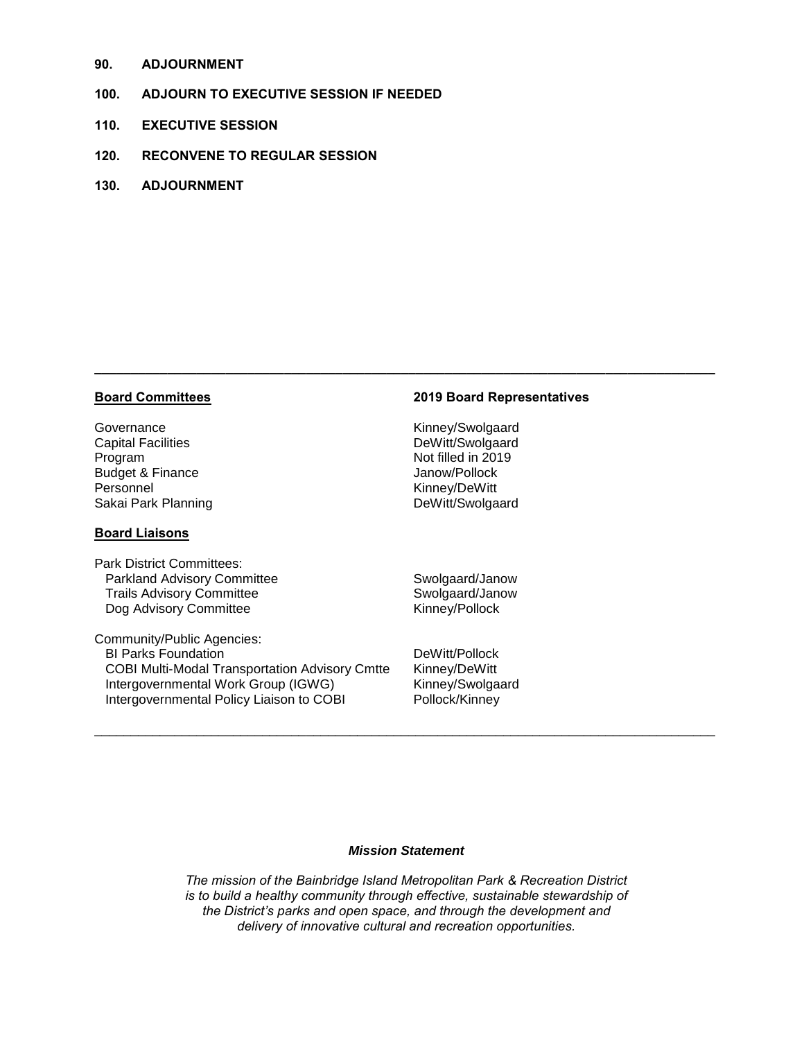**90. ADJOURNMENT**

**100. ADJOURN TO EXECUTIVE SESSION IF NEEDED**

**110. EXECUTIVE SESSION**

**120. RECONVENE TO REGULAR SESSION**

**130. ADJOURNMENT**

---

| **Board Committees** | **2019 Board Representatives** |
|---|---|
| Governance | Kinney/Swolgaard |
| Capital Facilities | DeWitt/Swolgaard |
| Program | Not filled in 2019 |
| Budget & Finance | Janow/Pollock |
| Personnel | Kinney/DeWitt |
| Sakai Park Planning | DeWitt/Swolgaard |

**Board Liaisons**

| | |
|---|---|
| Park District Committees: | |
| Parkland Advisory Committee | Swolgaard/Janow |
| Trails Advisory Committee | Swolgaard/Janow |
| Dog Advisory Committee | Kinney/Pollock |
| Community/Public Agencies: | |
| BI Parks Foundation | DeWitt/Pollock |
| COBI Multi-Modal Transportation Advisory Cmtte | Kinney/DeWitt |
| Intergovernmental Work Group (IGWG) | Kinney/Swolgaard |
| Intergovernmental Policy Liaison to COBI | Pollock/Kinney |

---

***Mission Statement***

*The mission of the Bainbridge Island Metropolitan Park & Recreation District is to build a healthy community through effective, sustainable stewardship of the District's parks and open space, and through the development and delivery of innovative cultural and recreation opportunities.*